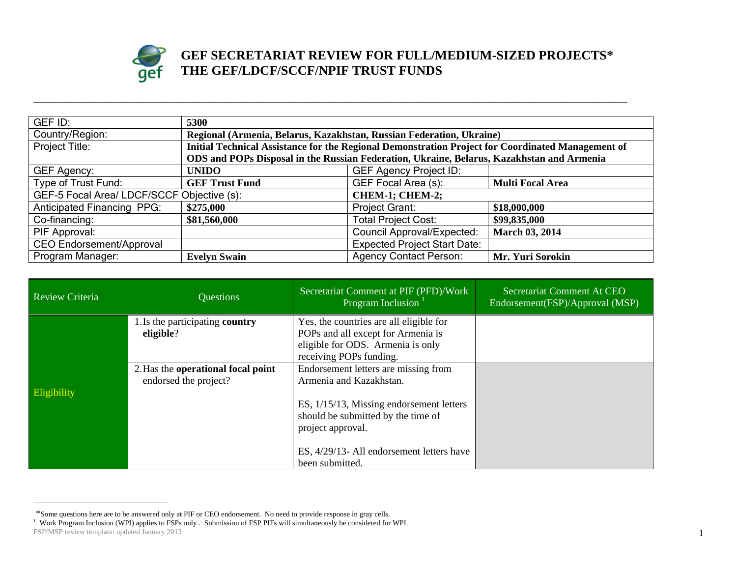# GEF SECRETARIAT REVIEW FOR FULL/MEDIUM-SIZED PROJECTS*
# THE GEF/LDCF/SCCF/NPIF TRUST FUNDS

| | | | |
|---|---|---|---|
| GEF ID: | **5300** | | |
| Country/Region: | **Regional (Armenia, Belarus, Kazakhstan, Russian Federation, Ukraine)** | | |
| Project Title: | **Initial Technical Assistance for the Regional Demonstration Project for Coordinated Management of ODS and POPs Disposal in the Russian Federation, Ukraine, Belarus, Kazakhstan and Armenia** | | |
| GEF Agency: | **UNIDO** | GEF Agency Project ID: | |
| Type of Trust Fund: | **GEF Trust Fund** | GEF Focal Area (s): | **Multi Focal Area** |
| GEF-5 Focal Area/ LDCF/SCCF Objective (s): | | **CHEM-1; CHEM-2;** | |
| Anticipated Financing PPG: | **$275,000** | Project Grant: | **$18,000,000** |
| Co-financing: | **$81,560,000** | Total Project Cost: | **$99,835,000** |
| PIF Approval: | | Council Approval/Expected: | **March 03, 2014** |
| CEO Endorsement/Approval | | Expected Project Start Date: | |
| Program Manager: | **Evelyn Swain** | Agency Contact Person: | **Mr. Yuri Sorokin** |

| Review Criteria | Questions | Secretariat Comment at PIF (PFD)/Work Program Inclusion [1] | Secretariat Comment At CEO Endorsement(FSP)/Approval (MSP) |
|---|---|---|---|
| Eligibility | 1. Is the participating **country eligible**? | Yes, the countries are all eligible for POPs and all except for Armenia is eligible for ODS. Armenia is only receiving POPs funding. | |
| | 2. Has the **operational focal point** endorsed the project? | Endorsement letters are missing from Armenia and Kazakhstan.<br><br>ES, 1/15/13, Missing endorsement letters should be submitted by the time of project approval.<br><br>ES, 4/29/13- All endorsement letters have been submitted. | |

*Some questions here are to be answered only at PIF or CEO endorsement. No need to provide response in gray cells.

[1] Work Program Inclusion (WPI) applies to FSPs only . Submission of FSP PIFs will simultaneously be considered for WPI.

FSP/MSP review template: updated January 2013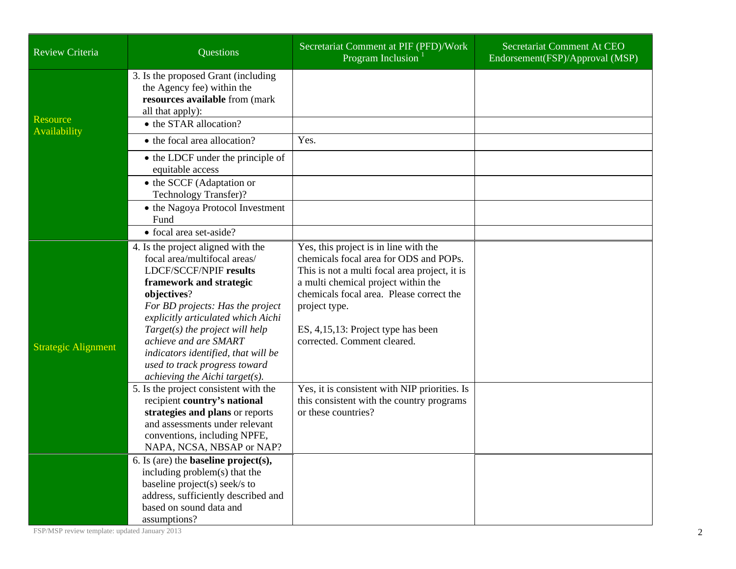| Review Criteria | Questions | Secretariat Comment at PIF (PFD)/Work Program Inclusion [1] | Secretariat Comment At CEO Endorsement(FSP)/Approval (MSP) |
|---|---|---|---|
| Resource Availability | 3. Is the proposed Grant (including the Agency fee) within the **resources available** from (mark all that apply): | | |
| | • the STAR allocation? | | |
| | • the focal area allocation? | Yes. | |
| | • the LDCF under the principle of equitable access | | |
| | • the SCCF (Adaptation or Technology Transfer)? | | |
| | • the Nagoya Protocol Investment Fund | | |
| | • focal area set-aside? | | |
| Strategic Alignment | 4. Is the project aligned with the focal area/multifocal areas/ LDCF/SCCF/NPIF **results framework and strategic objectives**? *For BD projects: Has the project explicitly articulated which Aichi Target(s) the project will help achieve and are SMART indicators identified, that will be used to track progress toward achieving the Aichi target(s).* | Yes, this project is in line with the chemicals focal area for ODS and POPs. This is not a multi focal area project, it is a multi chemical project within the chemicals focal area. Please correct the project type.<br><br>ES, 4,15,13: Project type has been corrected. Comment cleared. | |
| | 5. Is the project consistent with the recipient **country's national strategies and plans** or reports and assessments under relevant conventions, including NPFE, NAPA, NCSA, NBSAP or NAP? | Yes, it is consistent with NIP priorities. Is this consistent with the country programs or these countries? | |
| | 6. Is (are) the **baseline project(s),** including problem(s) that the baseline project(s) seek/s to address, sufficiently described and based on sound data and assumptions? | | |

FSP/MSP review template: updated January 2013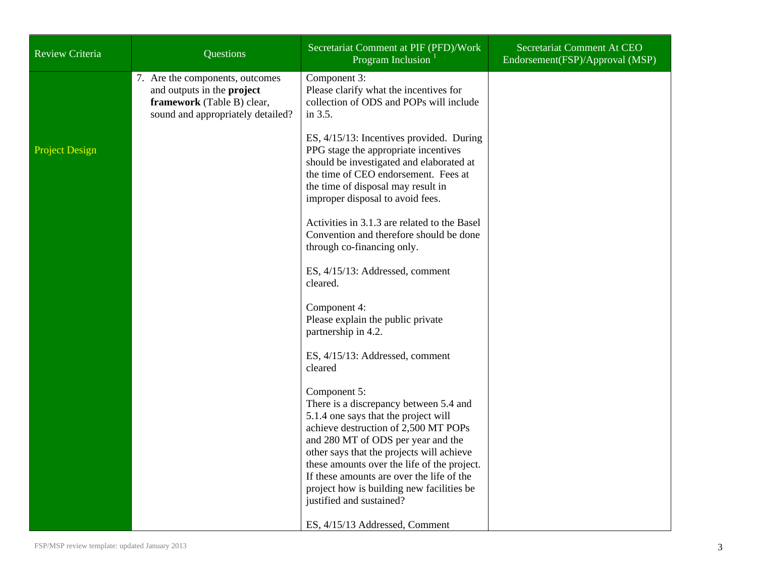| Review Criteria | Questions | Secretariat Comment at PIF (PFD)/Work Program Inclusion [1] | Secretariat Comment At CEO Endorsement(FSP)/Approval (MSP) |
|---|---|---|---|
| Project Design | 7. Are the components, outcomes and outputs in the **project framework** (Table B) clear, sound and appropriately detailed? | Component 3:<br>Please clarify what the incentives for collection of ODS and POPs will include in 3.5.<br><br>ES, 4/15/13: Incentives provided. During PPG stage the appropriate incentives should be investigated and elaborated at the time of CEO endorsement. Fees at the time of disposal may result in improper disposal to avoid fees.<br><br>Activities in 3.1.3 are related to the Basel Convention and therefore should be done through co-financing only.<br><br>ES, 4/15/13: Addressed, comment cleared.<br><br>Component 4:<br>Please explain the public private partnership in 4.2.<br><br>ES, 4/15/13: Addressed, comment cleared<br><br>Component 5:<br>There is a discrepancy between 5.4 and 5.1.4 one says that the project will achieve destruction of 2,500 MT POPs and 280 MT of ODS per year and the other says that the projects will achieve these amounts over the life of the project. If these amounts are over the life of the project how is building new facilities be justified and sustained?<br><br>ES, 4/15/13 Addressed, Comment | |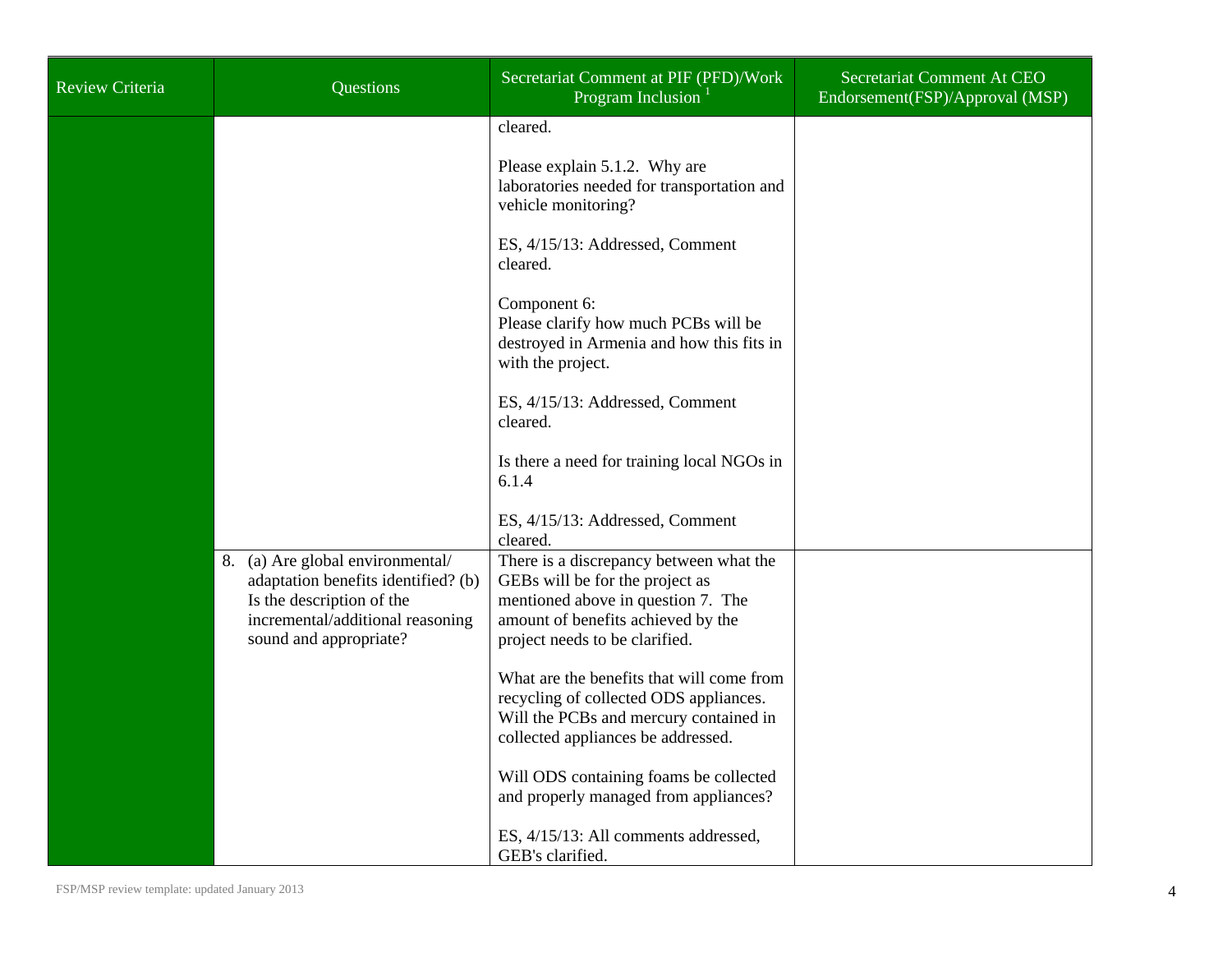| Review Criteria | Questions | Secretariat Comment at PIF (PFD)/Work Program Inclusion [1] | Secretariat Comment At CEO Endorsement(FSP)/Approval (MSP) |
|---|---|---|---|
| | | cleared.<br><br>Please explain 5.1.2. Why are laboratories needed for transportation and vehicle monitoring?<br><br>ES, 4/15/13: Addressed, Comment cleared.<br><br>Component 6:<br>Please clarify how much PCBs will be destroyed in Armenia and how this fits in with the project.<br><br>ES, 4/15/13: Addressed, Comment cleared.<br><br>Is there a need for training local NGOs in 6.1.4<br><br>ES, 4/15/13: Addressed, Comment cleared. | |
| | 8. (a) Are global environmental/ adaptation benefits identified? (b) Is the description of the incremental/additional reasoning sound and appropriate? | There is a discrepancy between what the GEBs will be for the project as mentioned above in question 7. The amount of benefits achieved by the project needs to be clarified.<br><br>What are the benefits that will come from recycling of collected ODS appliances. Will the PCBs and mercury contained in collected appliances be addressed.<br><br>Will ODS containing foams be collected and properly managed from appliances?<br><br>ES, 4/15/13: All comments addressed, GEB's clarified. | |

FSP/MSP review template: updated January 2013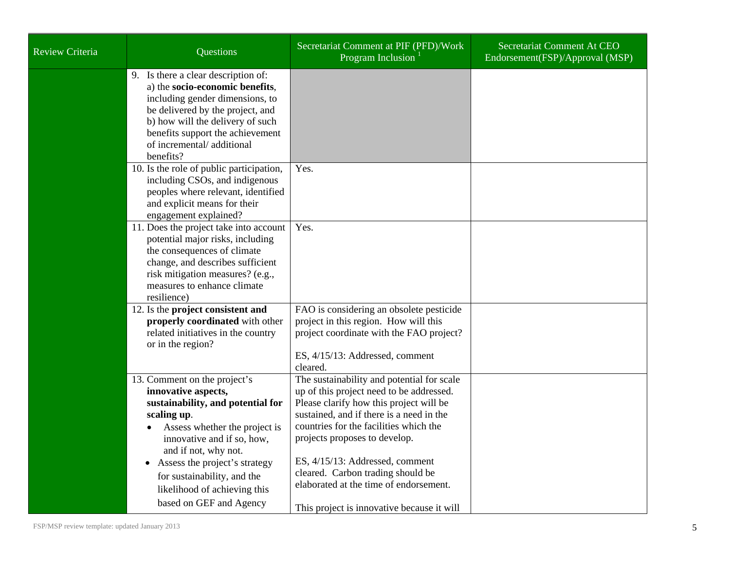| Review Criteria | Questions | Secretariat Comment at PIF (PFD)/Work Program Inclusion [1] | Secretariat Comment At CEO Endorsement(FSP)/Approval (MSP) |
|---|---|---|---|
| | 9. Is there a clear description of: a) the **socio-economic benefits**, including gender dimensions, to be delivered by the project, and b) how will the delivery of such benefits support the achievement of incremental/ additional benefits? | | |
| | 10. Is the role of public participation, including CSOs, and indigenous peoples where relevant, identified and explicit means for their engagement explained? | Yes. | |
| | 11. Does the project take into account potential major risks, including the consequences of climate change, and describes sufficient risk mitigation measures? (e.g., measures to enhance climate resilience) | Yes. | |
| | 12. Is the **project consistent and properly coordinated** with other related initiatives in the country or in the region? | FAO is considering an obsolete pesticide project in this region. How will this project coordinate with the FAO project?<br><br>ES, 4/15/13: Addressed, comment cleared. | |
| | 13. Comment on the project's **innovative aspects, sustainability, and potential for scaling up**.<br>• Assess whether the project is innovative and if so, how, and if not, why not.<br>• Assess the project's strategy for sustainability, and the likelihood of achieving this based on GEF and Agency | The sustainability and potential for scale up of this project need to be addressed. Please clarify how this project will be sustained, and if there is a need in the countries for the facilities which the projects proposes to develop.<br><br>ES, 4/15/13: Addressed, comment cleared. Carbon trading should be elaborated at the time of endorsement.<br><br>This project is innovative because it will | |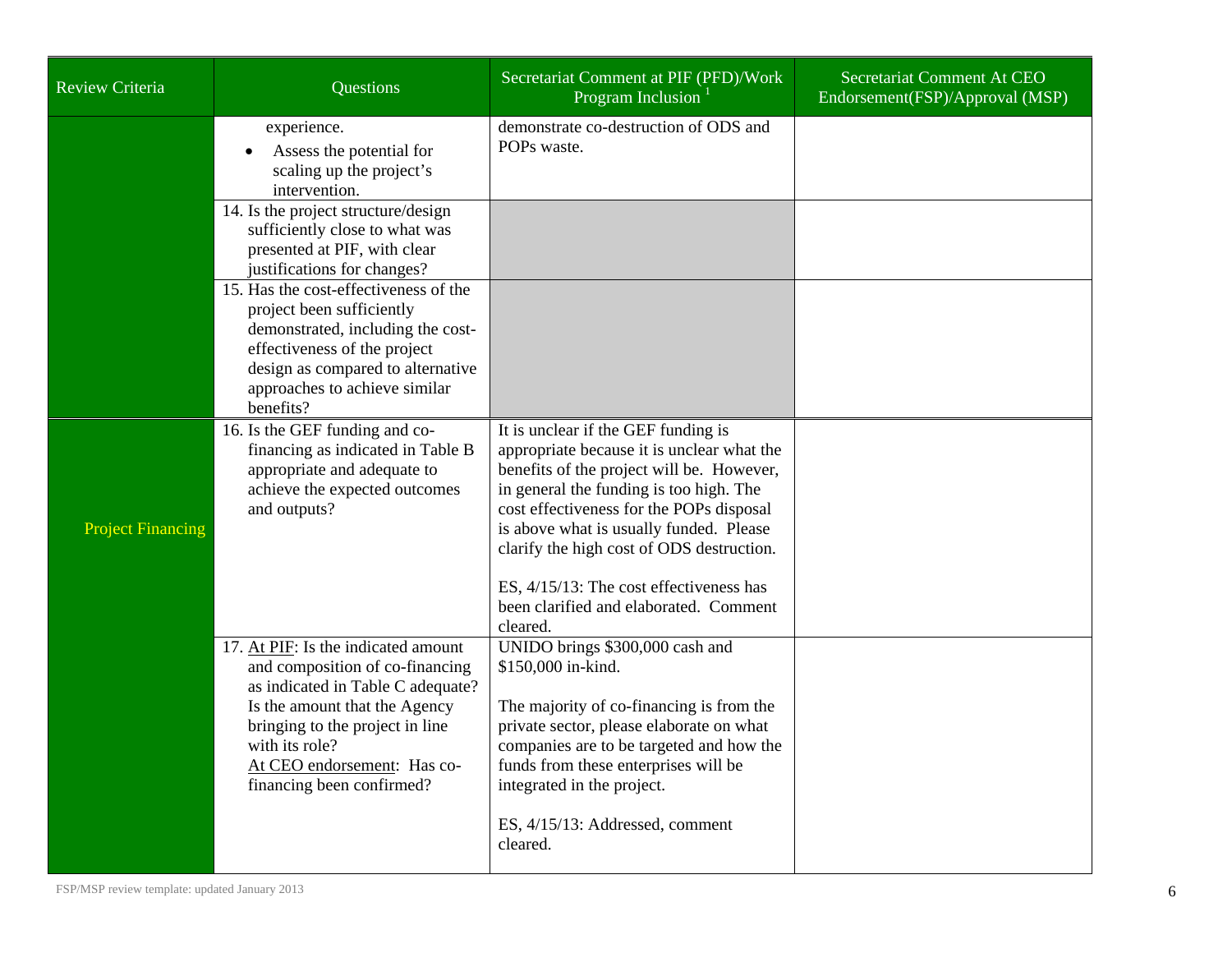| Review Criteria | Questions | Secretariat Comment at PIF (PFD)/Work Program Inclusion [1] | Secretariat Comment At CEO Endorsement(FSP)/Approval (MSP) |
|---|---|---|---|
| | experience.<br>• Assess the potential for scaling up the project's intervention. | demonstrate co-destruction of ODS and POPs waste. | |
| | 14. Is the project structure/design sufficiently close to what was presented at PIF, with clear justifications for changes? | | |
| | 15. Has the cost-effectiveness of the project been sufficiently demonstrated, including the cost-effectiveness of the project design as compared to alternative approaches to achieve similar benefits? | | |
| Project Financing | 16. Is the GEF funding and co-financing as indicated in Table B appropriate and adequate to achieve the expected outcomes and outputs? | It is unclear if the GEF funding is appropriate because it is unclear what the benefits of the project will be. However, in general the funding is too high. The cost effectiveness for the POPs disposal is above what is usually funded. Please clarify the high cost of ODS destruction.<br><br>ES, 4/15/13: The cost effectiveness has been clarified and elaborated. Comment cleared. | |
| | 17. At PIF: Is the indicated amount and composition of co-financing as indicated in Table C adequate? Is the amount that the Agency bringing to the project in line with its role?<br>At CEO endorsement: Has co-financing been confirmed? | UNIDO brings $300,000 cash and $150,000 in-kind.<br><br>The majority of co-financing is from the private sector, please elaborate on what companies are to be targeted and how the funds from these enterprises will be integrated in the project.<br><br>ES, 4/15/13: Addressed, comment cleared. | |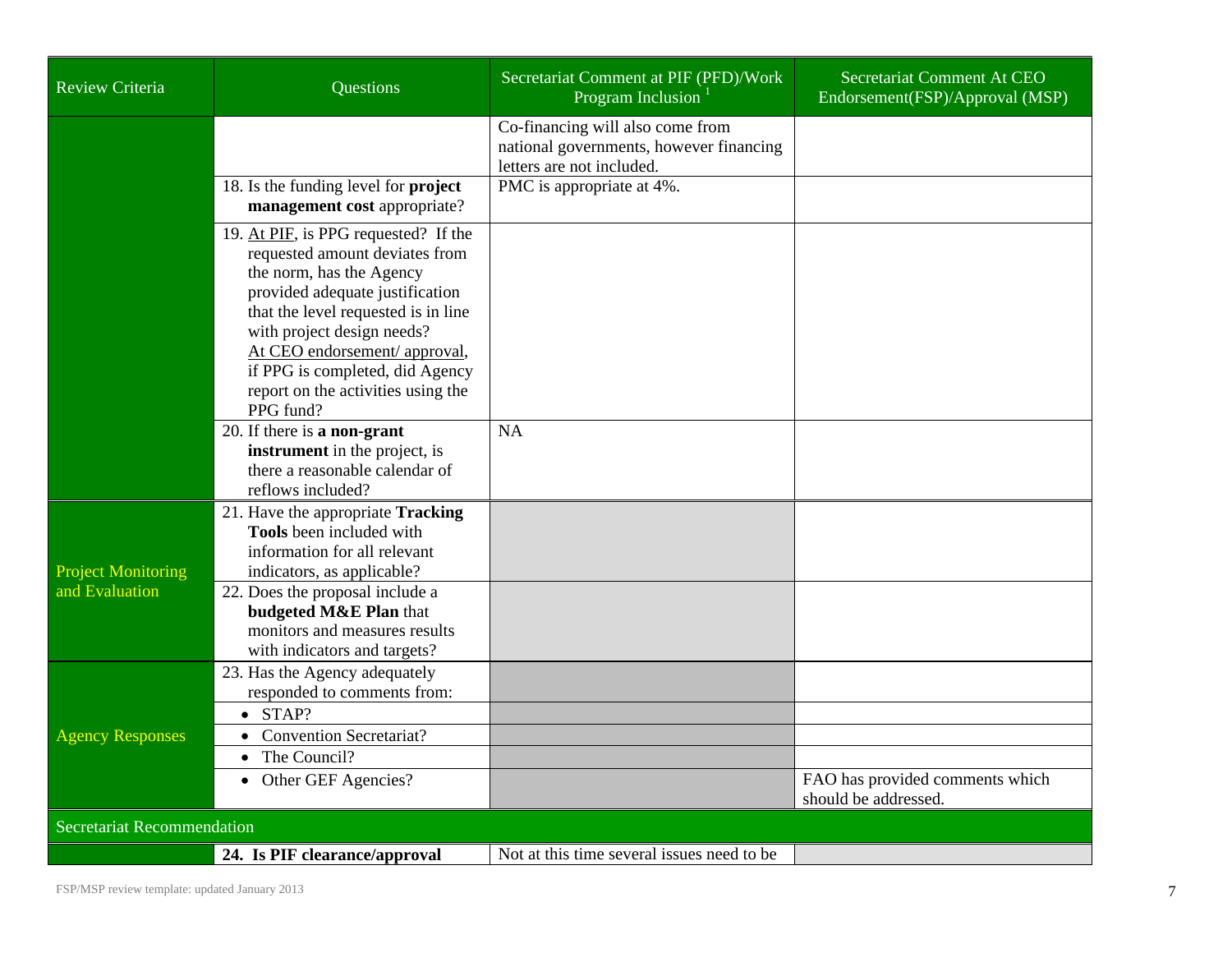| Review Criteria | Questions | Secretariat Comment at PIF (PFD)/Work Program Inclusion [1] | Secretariat Comment At CEO Endorsement(FSP)/Approval (MSP) |
|---|---|---|---|
| | | Co-financing will also come from national governments, however financing letters are not included. | |
| | 18. Is the funding level for **project management cost** appropriate? | PMC is appropriate at 4%. | |
| | 19. At PIF, is PPG requested? If the requested amount deviates from the norm, has the Agency provided adequate justification that the level requested is in line with project design needs? At CEO endorsement/ approval, if PPG is completed, did Agency report on the activities using the PPG fund? | | |
| | 20. If there is **a non-grant instrument** in the project, is there a reasonable calendar of reflows included? | NA | |
| Project Monitoring and Evaluation | 21. Have the appropriate **Tracking Tools** been included with information for all relevant indicators, as applicable? | | |
| | 22. Does the proposal include a **budgeted M&E Plan** that monitors and measures results with indicators and targets? | | |
| Agency Responses | 23. Has the Agency adequately responded to comments from: | | |
| | • STAP? | | |
| | • Convention Secretariat? | | |
| | • The Council? | | |
| | • Other GEF Agencies? | | FAO has provided comments which should be addressed. |
| Secretariat Recommendation | | | |
| | **24. Is PIF clearance/approval** | Not at this time several issues need to be | |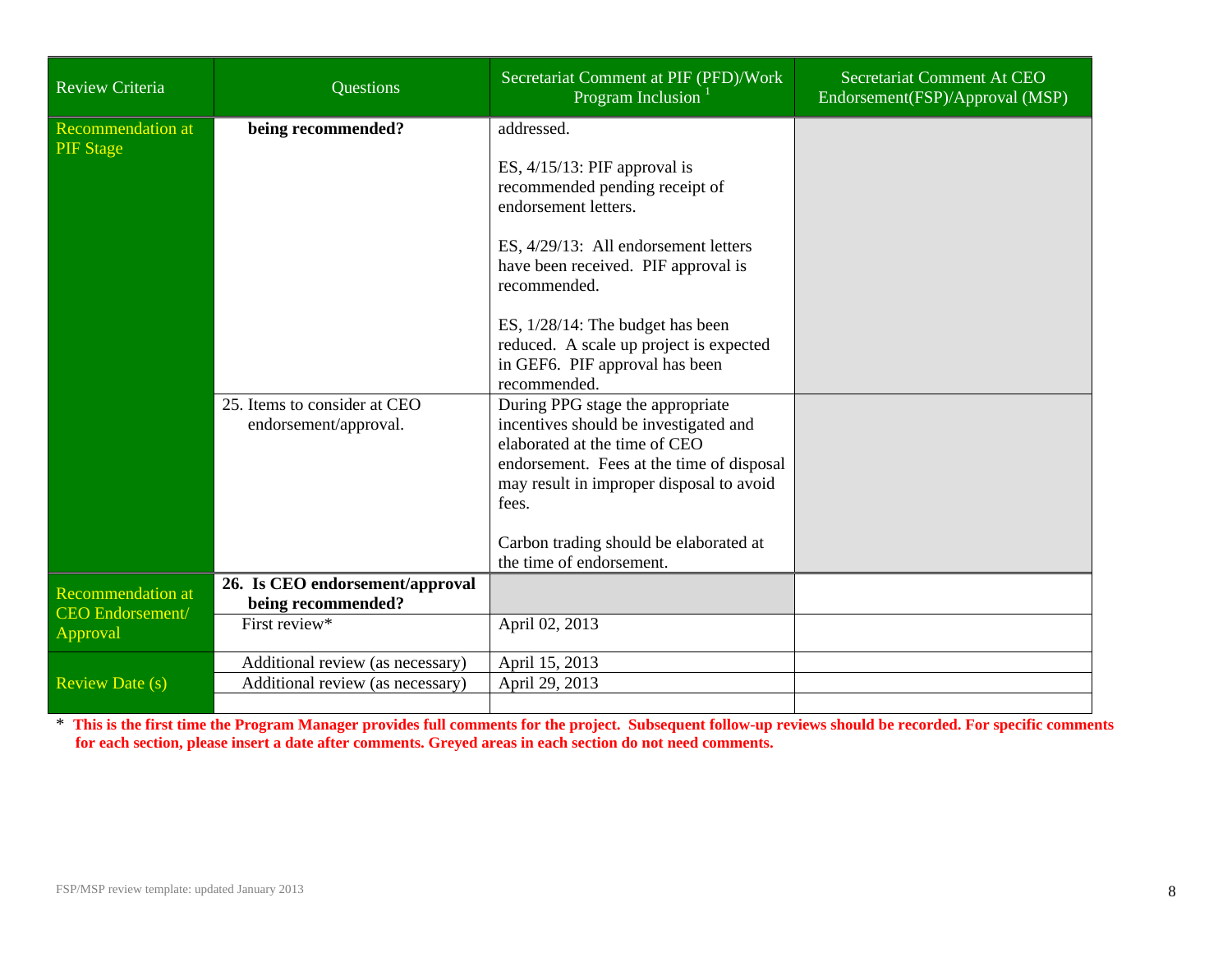| Review Criteria | Questions | Secretariat Comment at PIF (PFD)/Work Program Inclusion [1] | Secretariat Comment At CEO Endorsement(FSP)/Approval (MSP) |
|---|---|---|---|
| Recommendation at PIF Stage | **being recommended?** | addressed.<br><br>ES, 4/15/13: PIF approval is recommended pending receipt of endorsement letters.<br><br>ES, 4/29/13: All endorsement letters have been received. PIF approval is recommended.<br><br>ES, 1/28/14: The budget has been reduced. A scale up project is expected in GEF6. PIF approval has been recommended. | |
| | 25. Items to consider at CEO endorsement/approval. | During PPG stage the appropriate incentives should be investigated and elaborated at the time of CEO endorsement. Fees at the time of disposal may result in improper disposal to avoid fees.<br><br>Carbon trading should be elaborated at the time of endorsement. | |
| Recommendation at CEO Endorsement/ Approval | **26. Is CEO endorsement/approval being recommended?** | | |
| | First review* | April 02, 2013 | |
| Review Date (s) | Additional review (as necessary) | April 15, 2013 | |
| | Additional review (as necessary) | April 29, 2013 | |
| | | | |

\* **This is the first time the Program Manager provides full comments for the project. Subsequent follow-up reviews should be recorded. For specific comments for each section, please insert a date after comments. Greyed areas in each section do not need comments.**

FSP/MSP review template: updated January 2013